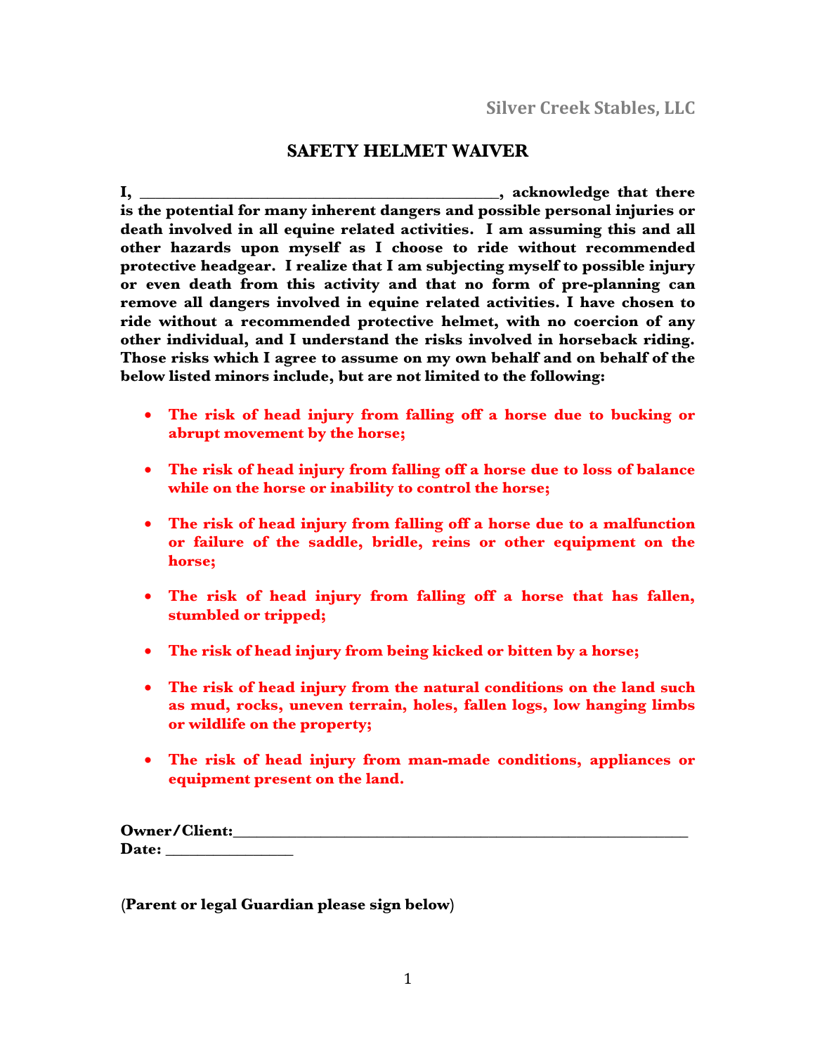Silver Creek Stables, LLC

# SAFETY HELMET WAIVER

**I, ____________________________________________, acknowledge that there is the potential for many inherent dangers and possible personal injuries or death involved in all equine related activities. I am assuming this and all other hazards upon myself as I choose to ride without recommended protective headgear. I realize that I am subjecting myself to possible injury or even death from this activity and that no form of pre-planning can remove all dangers involved in equine related activities. I have chosen to ride without a recommended protective helmet, with no coercion of any other individual, and I understand the risks involved in horseback riding. Those risks which I agree to assume on my own behalf and on behalf of the below listed minors include, but are not limited to the following:**

- **The risk of head injury from falling off a horse due to bucking or abrupt movement by the horse;**
- **The risk of head injury from falling off a horse due to loss of balance while on the horse or inability to control the horse;**
- **The risk of head injury from falling off a horse due to a malfunction or failure of the saddle, bridle, reins or other equipment on the horse;**
- **The risk of head injury from falling off a horse that has fallen, stumbled or tripped;**
- **The risk of head injury from being kicked or bitten by a horse;**
- **The risk of head injury from the natural conditions on the land such as mud, rocks, uneven terrain, holes, fallen logs, low hanging limbs or wildlife on the property;**
- **The risk of head injury from man-made conditions, appliances or equipment present on the land.**

**Owner/Client:**_________________________________________________________

**Date:** _______________

**(Parent or legal Guardian please sign below)**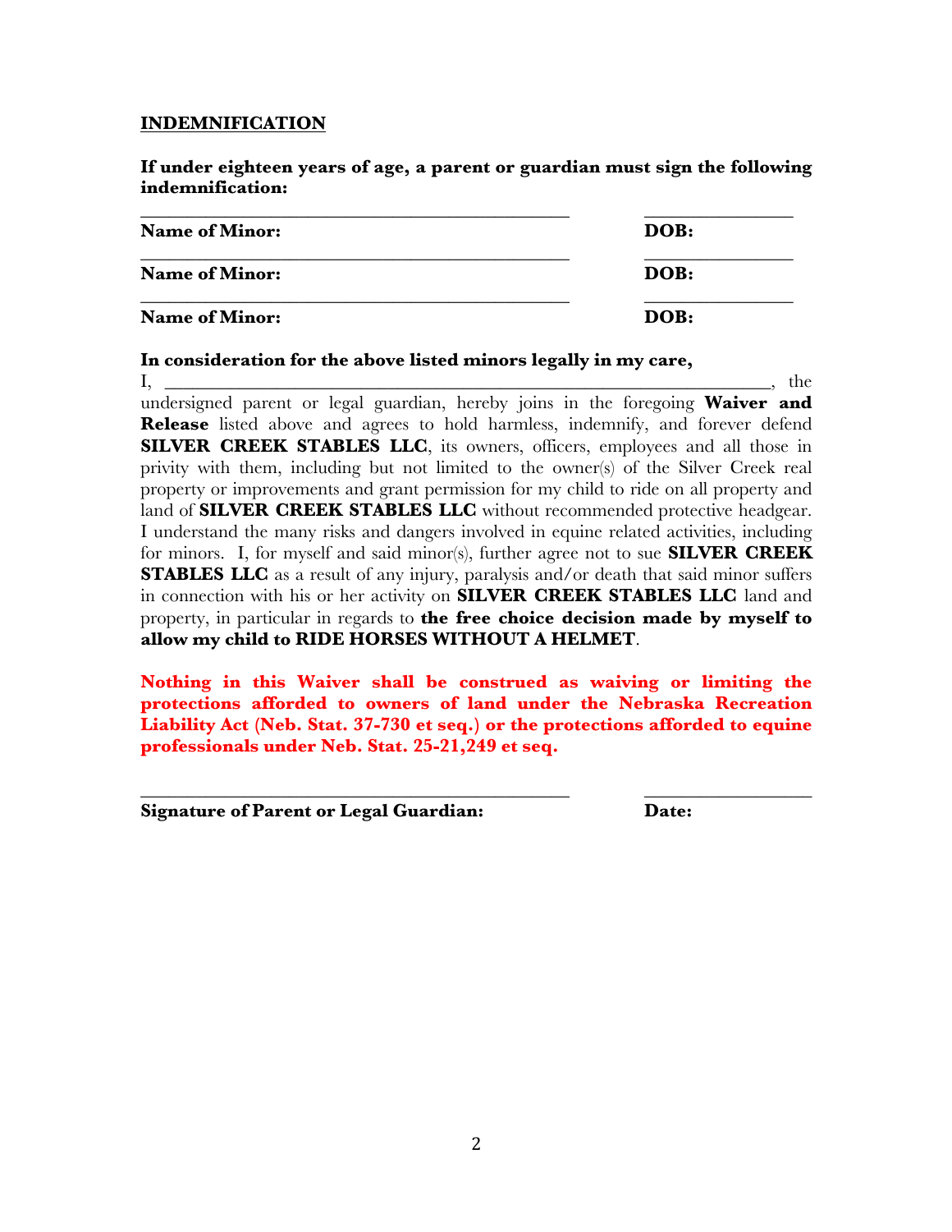**INDEMNIFICATION**

**If under eighteen years of age, a parent or guardian must sign the following indemnification:**

| | |
|---|---|
| **Name of Minor:** ____________________________ | **DOB:** ____________ |
| **Name of Minor:** ____________________________ | **DOB:** ____________ |
| **Name of Minor:** ____________________________ | **DOB:** ____________ |

**In consideration for the above listed minors legally in my care,**
I, ____________________________________________, the undersigned parent or legal guardian, hereby joins in the foregoing **Waiver and Release** listed above and agrees to hold harmless, indemnify, and forever defend **SILVER CREEK STABLES LLC**, its owners, officers, employees and all those in privity with them, including but not limited to the owner(s) of the Silver Creek real property or improvements and grant permission for my child to ride on all property and land of **SILVER CREEK STABLES LLC** without recommended protective headgear. I understand the many risks and dangers involved in equine related activities, including for minors. I, for myself and said minor(s), further agree not to sue **SILVER CREEK STABLES LLC** as a result of any injury, paralysis and/or death that said minor suffers in connection with his or her activity on **SILVER CREEK STABLES LLC** land and property, in particular in regards to **the free choice decision made by myself to allow my child to RIDE HORSES WITHOUT A HELMET**.

**Nothing in this Waiver shall be construed as waiving or limiting the protections afforded to owners of land under the Nebraska Recreation Liability Act (Neb. Stat. 37-730 et seq.) or the protections afforded to equine professionals under Neb. Stat. 25-21,249 et seq.**

| | |
|---|---|
| **Signature of Parent or Legal Guardian:** ____________________________ | **Date:** ____________ |